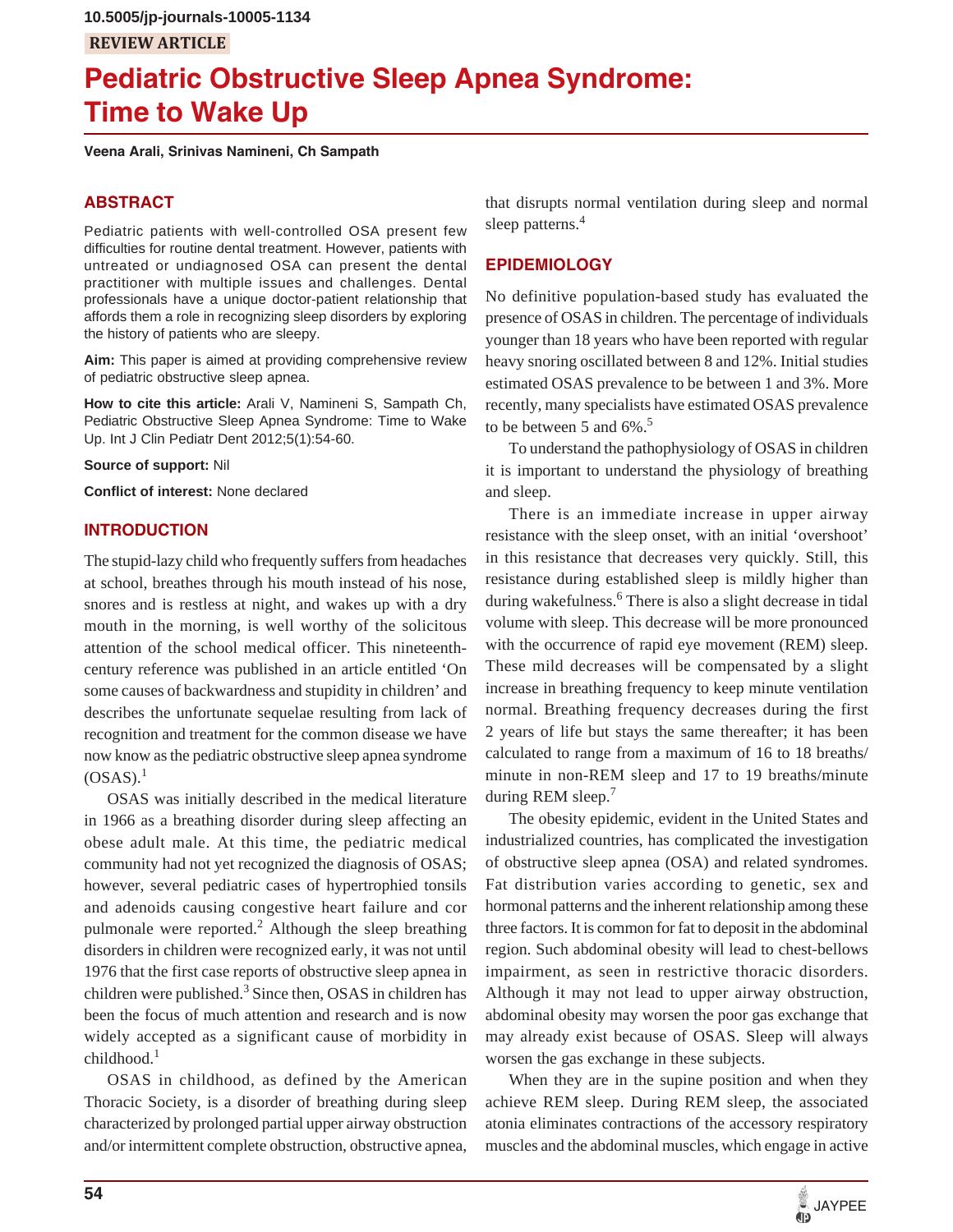10.5005/jp-journals-10005-1134

REVIEW ARTICLE

# Pediatric Obstructive Sleep Apnea Syndrome: Time to Wake Up

**Veena Arali, Srinivas Namineni, Ch Sampath**

## ABSTRACT

Pediatric patients with well-controlled OSA present few difficulties for routine dental treatment. However, patients with untreated or undiagnosed OSA can present the dental practitioner with multiple issues and challenges. Dental professionals have a unique doctor-patient relationship that affords them a role in recognizing sleep disorders by exploring the history of patients who are sleepy.

**Aim:** This paper is aimed at providing comprehensive review of pediatric obstructive sleep apnea.

**How to cite this article:** Arali V, Namineni S, Sampath Ch, Pediatric Obstructive Sleep Apnea Syndrome: Time to Wake Up. Int J Clin Pediatr Dent 2012;5(1):54-60.

**Source of support:** Nil

**Conflict of interest:** None declared

## INTRODUCTION

The stupid-lazy child who frequently suffers from headaches at school, breathes through his mouth instead of his nose, snores and is restless at night, and wakes up with a dry mouth in the morning, is well worthy of the solicitous attention of the school medical officer. This nineteenth-century reference was published in an article entitled 'On some causes of backwardness and stupidity in children' and describes the unfortunate sequelae resulting from lack of recognition and treatment for the common disease we have now know as the pediatric obstructive sleep apnea syndrome (OSAS).[1]

OSAS was initially described in the medical literature in 1966 as a breathing disorder during sleep affecting an obese adult male. At this time, the pediatric medical community had not yet recognized the diagnosis of OSAS; however, several pediatric cases of hypertrophied tonsils and adenoids causing congestive heart failure and cor pulmonale were reported.[2] Although the sleep breathing disorders in children were recognized early, it was not until 1976 that the first case reports of obstructive sleep apnea in children were published.[3] Since then, OSAS in children has been the focus of much attention and research and is now widely accepted as a significant cause of morbidity in childhood.[1]

OSAS in childhood, as defined by the American Thoracic Society, is a disorder of breathing during sleep characterized by prolonged partial upper airway obstruction and/or intermittent complete obstruction, obstructive apnea, that disrupts normal ventilation during sleep and normal sleep patterns.[4]

## EPIDEMIOLOGY

No definitive population-based study has evaluated the presence of OSAS in children. The percentage of individuals younger than 18 years who have been reported with regular heavy snoring oscillated between 8 and 12%. Initial studies estimated OSAS prevalence to be between 1 and 3%. More recently, many specialists have estimated OSAS prevalence to be between 5 and 6%.[5]

To understand the pathophysiology of OSAS in children it is important to understand the physiology of breathing and sleep.

There is an immediate increase in upper airway resistance with the sleep onset, with an initial 'overshoot' in this resistance that decreases very quickly. Still, this resistance during established sleep is mildly higher than during wakefulness.[6] There is also a slight decrease in tidal volume with sleep. This decrease will be more pronounced with the occurrence of rapid eye movement (REM) sleep. These mild decreases will be compensated by a slight increase in breathing frequency to keep minute ventilation normal. Breathing frequency decreases during the first 2 years of life but stays the same thereafter; it has been calculated to range from a maximum of 16 to 18 breaths/minute in non-REM sleep and 17 to 19 breaths/minute during REM sleep.[7]

The obesity epidemic, evident in the United States and industrialized countries, has complicated the investigation of obstructive sleep apnea (OSA) and related syndromes. Fat distribution varies according to genetic, sex and hormonal patterns and the inherent relationship among these three factors. It is common for fat to deposit in the abdominal region. Such abdominal obesity will lead to chest-bellows impairment, as seen in restrictive thoracic disorders. Although it may not lead to upper airway obstruction, abdominal obesity may worsen the poor gas exchange that may already exist because of OSAS. Sleep will always worsen the gas exchange in these subjects.

When they are in the supine position and when they achieve REM sleep. During REM sleep, the associated atonia eliminates contractions of the accessory respiratory muscles and the abdominal muscles, which engage in active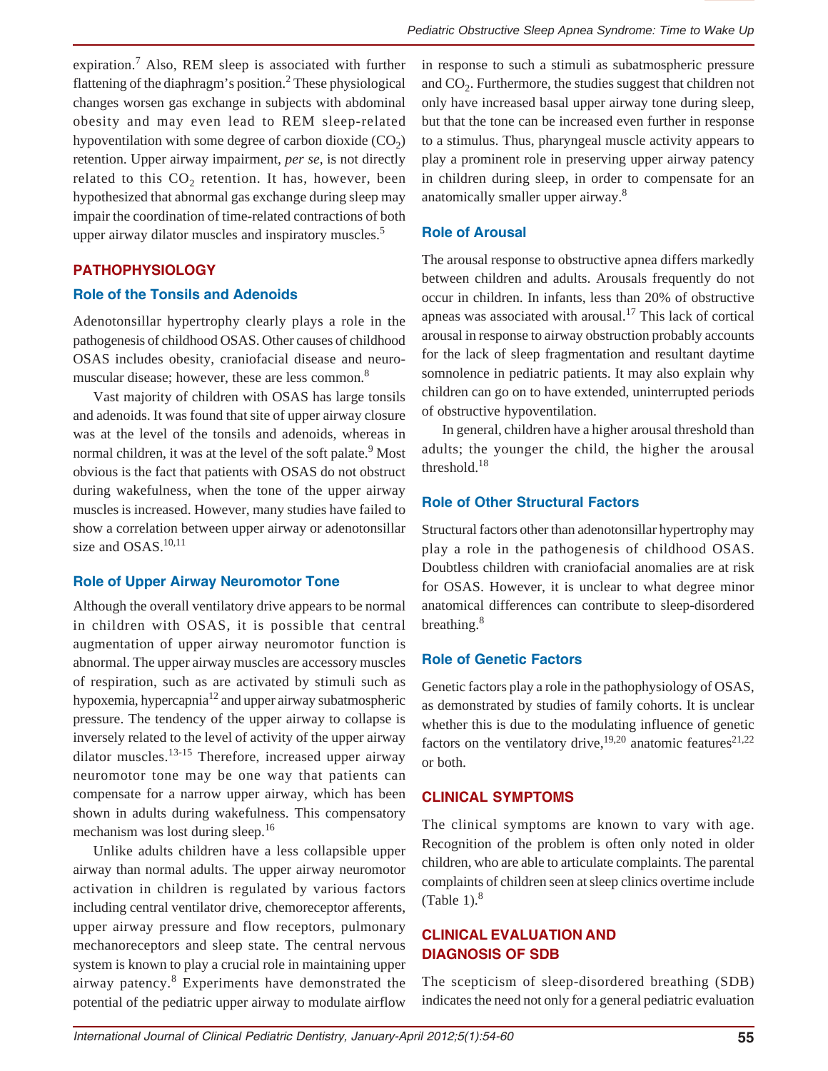expiration.[7] Also, REM sleep is associated with further flattening of the diaphragm's position.[2] These physiological changes worsen gas exchange in subjects with abdominal obesity and may even lead to REM sleep-related hypoventilation with some degree of carbon dioxide ($CO_2$) retention. Upper airway impairment, *per se*, is not directly related to this $CO_2$ retention. It has, however, been hypothesized that abnormal gas exchange during sleep may impair the coordination of time-related contractions of both upper airway dilator muscles and inspiratory muscles.[5]

## PATHOPHYSIOLOGY

### Role of the Tonsils and Adenoids

Adenotonsillar hypertrophy clearly plays a role in the pathogenesis of childhood OSAS. Other causes of childhood OSAS includes obesity, craniofacial disease and neuromuscular disease; however, these are less common.[8]

Vast majority of children with OSAS has large tonsils and adenoids. It was found that site of upper airway closure was at the level of the tonsils and adenoids, whereas in normal children, it was at the level of the soft palate.[9] Most obvious is the fact that patients with OSAS do not obstruct during wakefulness, when the tone of the upper airway muscles is increased. However, many studies have failed to show a correlation between upper airway or adenotonsillar size and OSAS.[10,11]

### Role of Upper Airway Neuromotor Tone

Although the overall ventilatory drive appears to be normal in children with OSAS, it is possible that central augmentation of upper airway neuromotor function is abnormal. The upper airway muscles are accessory muscles of respiration, such as are activated by stimuli such as hypoxemia, hypercapnia[12] and upper airway subatmospheric pressure. The tendency of the upper airway to collapse is inversely related to the level of activity of the upper airway dilator muscles.[13-15] Therefore, increased upper airway neuromotor tone may be one way that patients can compensate for a narrow upper airway, which has been shown in adults during wakefulness. This compensatory mechanism was lost during sleep.[16]

Unlike adults children have a less collapsible upper airway than normal adults. The upper airway neuromotor activation in children is regulated by various factors including central ventilator drive, chemoreceptor afferents, upper airway pressure and flow receptors, pulmonary mechanoreceptors and sleep state. The central nervous system is known to play a crucial role in maintaining upper airway patency.[8] Experiments have demonstrated the potential of the pediatric upper airway to modulate airflow in response to such a stimuli as subatmospheric pressure and $CO_2$. Furthermore, the studies suggest that children not only have increased basal upper airway tone during sleep, but that the tone can be increased even further in response to a stimulus. Thus, pharyngeal muscle activity appears to play a prominent role in preserving upper airway patency in children during sleep, in order to compensate for an anatomically smaller upper airway.[8]

### Role of Arousal

The arousal response to obstructive apnea differs markedly between children and adults. Arousals frequently do not occur in children. In infants, less than 20% of obstructive apneas was associated with arousal.[17] This lack of cortical arousal in response to airway obstruction probably accounts for the lack of sleep fragmentation and resultant daytime somnolence in pediatric patients. It may also explain why children can go on to have extended, uninterrupted periods of obstructive hypoventilation.

In general, children have a higher arousal threshold than adults; the younger the child, the higher the arousal threshold.[18]

### Role of Other Structural Factors

Structural factors other than adenotonsillar hypertrophy may play a role in the pathogenesis of childhood OSAS. Doubtless children with craniofacial anomalies are at risk for OSAS. However, it is unclear to what degree minor anatomical differences can contribute to sleep-disordered breathing.[8]

### Role of Genetic Factors

Genetic factors play a role in the pathophysiology of OSAS, as demonstrated by studies of family cohorts. It is unclear whether this is due to the modulating influence of genetic factors on the ventilatory drive,[19,20] anatomic features[21,22] or both.

## CLINICAL SYMPTOMS

The clinical symptoms are known to vary with age. Recognition of the problem is often only noted in older children, who are able to articulate complaints. The parental complaints of children seen at sleep clinics overtime include (Table 1).[8]

## CLINICAL EVALUATION AND DIAGNOSIS OF SDB

The scepticism of sleep-disordered breathing (SDB) indicates the need not only for a general pediatric evaluation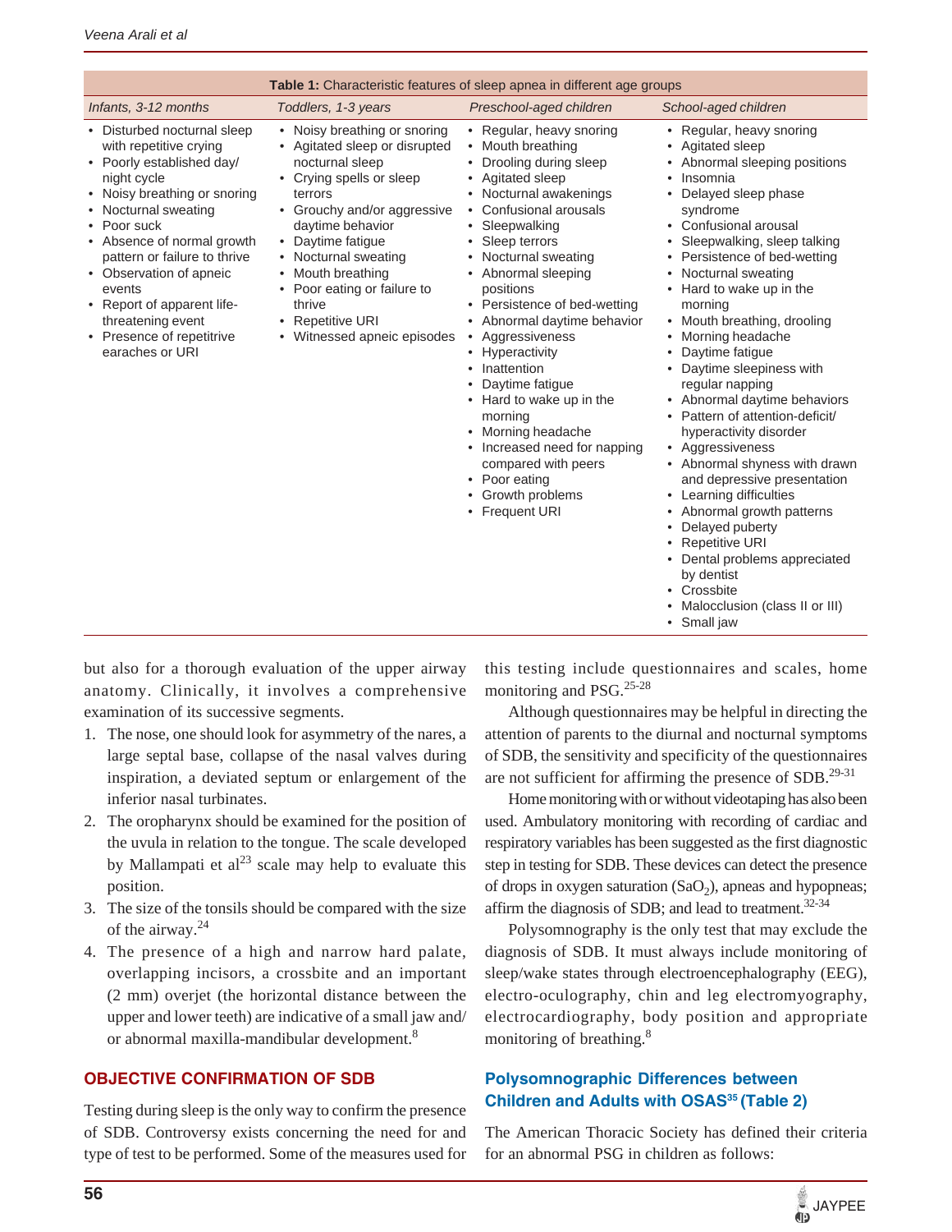**Table 1:** Characteristic features of sleep apnea in different age groups

| *Infants, 3-12 months* | *Toddlers, 1-3 years* | *Preschool-aged children* | *School-aged children* |
|---|---|---|---|
| • Disturbed nocturnal sleep with repetitive crying<br>• Poorly established day/night cycle<br>• Noisy breathing or snoring<br>• Nocturnal sweating<br>• Poor suck<br>• Absence of normal growth pattern or failure to thrive<br>• Observation of apneic events<br>• Report of apparent life-threatening event<br>• Presence of repetitrive earaches or URI | • Noisy breathing or snoring<br>• Agitated sleep or disrupted nocturnal sleep<br>• Crying spells or sleep terrors<br>• Grouchy and/or aggressive daytime behavior<br>• Daytime fatigue<br>• Nocturnal sweating<br>• Mouth breathing<br>• Poor eating or failure to thrive<br>• Repetitive URI<br>• Witnessed apneic episodes | • Regular, heavy snoring<br>• Mouth breathing<br>• Drooling during sleep<br>• Agitated sleep<br>• Nocturnal awakenings<br>• Confusional arousals<br>• Sleepwalking<br>• Sleep terrors<br>• Nocturnal sweating<br>• Abnormal sleeping positions<br>• Persistence of bed-wetting<br>• Abnormal daytime behavior<br>• Aggressiveness<br>• Hyperactivity<br>• Inattention<br>• Daytime fatigue<br>• Hard to wake up in the morning<br>• Morning headache<br>• Increased need for napping compared with peers<br>• Poor eating<br>• Growth problems<br>• Frequent URI | • Regular, heavy snoring<br>• Agitated sleep<br>• Abnormal sleeping positions<br>• Insomnia<br>• Delayed sleep phase syndrome<br>• Confusional arousal<br>• Sleepwalking, sleep talking<br>• Persistence of bed-wetting<br>• Nocturnal sweating<br>• Hard to wake up in the morning<br>• Mouth breathing, drooling<br>• Morning headache<br>• Daytime fatigue<br>• Daytime sleepiness with regular napping<br>• Abnormal daytime behaviors<br>• Pattern of attention-deficit/hyperactivity disorder<br>• Aggressiveness<br>• Abnormal shyness with drawn and depressive presentation<br>• Learning difficulties<br>• Abnormal growth patterns<br>• Delayed puberty<br>• Repetitive URI<br>• Dental problems appreciated by dentist<br>• Crossbite<br>• Malocclusion (class II or III)<br>• Small jaw |

but also for a thorough evaluation of the upper airway anatomy. Clinically, it involves a comprehensive examination of its successive segments.

1. The nose, one should look for asymmetry of the nares, a large septal base, collapse of the nasal valves during inspiration, a deviated septum or enlargement of the inferior nasal turbinates.
2. The oropharynx should be examined for the position of the uvula in relation to the tongue. The scale developed by Mallampati et al[23] scale may help to evaluate this position.
3. The size of the tonsils should be compared with the size of the airway.[24]
4. The presence of a high and narrow hard palate, overlapping incisors, a crossbite and an important (2 mm) overjet (the horizontal distance between the upper and lower teeth) are indicative of a small jaw and/or abnormal maxilla-mandibular development.[8]

## OBJECTIVE CONFIRMATION OF SDB

Testing during sleep is the only way to confirm the presence of SDB. Controversy exists concerning the need for and type of test to be performed. Some of the measures used for this testing include questionnaires and scales, home monitoring and PSG.[25-28]

Although questionnaires may be helpful in directing the attention of parents to the diurnal and nocturnal symptoms of SDB, the sensitivity and specificity of the questionnaires are not sufficient for affirming the presence of SDB.[29-31]

Home monitoring with or without videotaping has also been used. Ambulatory monitoring with recording of cardiac and respiratory variables has been suggested as the first diagnostic step in testing for SDB. These devices can detect the presence of drops in oxygen saturation ($SaO_2$), apneas and hypopneas; affirm the diagnosis of SDB; and lead to treatment.[32-34]

Polysomnography is the only test that may exclude the diagnosis of SDB. It must always include monitoring of sleep/wake states through electroencephalography (EEG), electro-oculography, chin and leg electromyography, electrocardiography, body position and appropriate monitoring of breathing.[8]

### Polysomnographic Differences between Children and Adults with OSAS[35] (Table 2)

The American Thoracic Society has defined their criteria for an abnormal PSG in children as follows: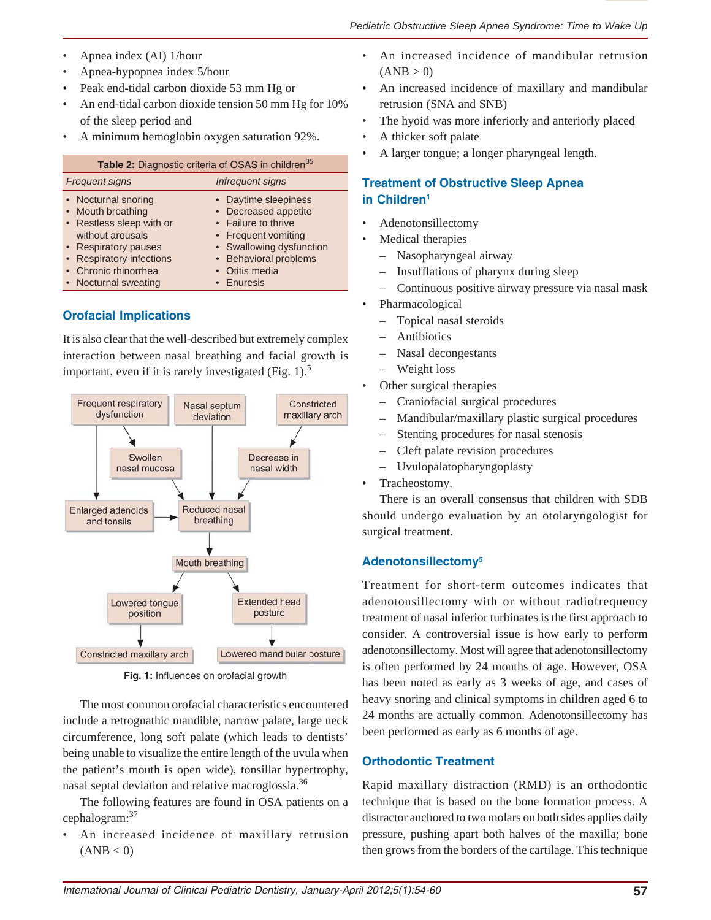- Apnea index (AI) 1/hour
- Apnea-hypopnea index 5/hour
- Peak end-tidal carbon dioxide 53 mm Hg or
- An end-tidal carbon dioxide tension 50 mm Hg for 10% of the sleep period and
- A minimum hemoglobin oxygen saturation 92%.

**Table 2:** Diagnostic criteria of OSAS in children[35]

| *Frequent signs* | *Infrequent signs* |
|---|---|
| • Nocturnal snoring | • Daytime sleepiness |
| • Mouth breathing | • Decreased appetite |
| • Restless sleep with or without arousals | • Failure to thrive |
| • Respiratory pauses | • Frequent vomiting |
| • Respiratory infections | • Swallowing dysfunction |
| • Chronic rhinorrhea | • Behavioral problems |
| • Nocturnal sweating | • Otitis media |
| | • Enuresis |

## Orofacial Implications

It is also clear that the well-described but extremely complex interaction between nasal breathing and facial growth is important, even if it is rarely investigated (Fig. 1).[5]

Frequent respiratory dysfunction → Swollen nasal mucosa → Reduced nasal breathing
Frequent respiratory dysfunction → Enlarged adenoids and tonsils → Reduced nasal breathing
Nasal septum deviation → Reduced nasal breathing
Constricted maxillary arch → Decrease in nasal width → Reduced nasal breathing
Reduced nasal breathing → Mouth breathing
Mouth breathing → Lowered tongue position → Constricted maxillary arch
Mouth breathing → Extended head posture → Lowered mandibular posture

**Fig. 1:** Influences on orofacial growth

The most common orofacial characteristics encountered include a retrognathic mandible, narrow palate, large neck circumference, long soft palate (which leads to dentists' being unable to visualize the entire length of the uvula when the patient's mouth is open wide), tonsillar hypertrophy, nasal septal deviation and relative macroglossia.[36]

The following features are found in OSA patients on a cephalogram:[37]

- An increased incidence of maxillary retrusion (ANB < 0)
- An increased incidence of mandibular retrusion (ANB > 0)
- An increased incidence of maxillary and mandibular retrusion (SNA and SNB)
- The hyoid was more inferiorly and anteriorly placed
- A thicker soft palate
- A larger tongue; a longer pharyngeal length.

## Treatment of Obstructive Sleep Apnea in Children[1]

- Adenotonsillectomy
- Medical therapies
  - Nasopharyngeal airway
  - Insufflations of pharynx during sleep
  - Continuous positive airway pressure via nasal mask
- Pharmacological
  - Topical nasal steroids
  - Antibiotics
  - Nasal decongestants
  - Weight loss
- Other surgical therapies
  - Craniofacial surgical procedures
  - Mandibular/maxillary plastic surgical procedures
  - Stenting procedures for nasal stenosis
  - Cleft palate revision procedures
  - Uvulopalatopharyngoplasty
- Tracheostomy.

There is an overall consensus that children with SDB should undergo evaluation by an otolaryngologist for surgical treatment.

### Adenotonsillectomy[5]

Treatment for short-term outcomes indicates that adenotonsillectomy with or without radiofrequency treatment of nasal inferior turbinates is the first approach to consider. A controversial issue is how early to perform adenotonsillectomy. Most will agree that adenotonsillectomy is often performed by 24 months of age. However, OSA has been noted as early as 3 weeks of age, and cases of heavy snoring and clinical symptoms in children aged 6 to 24 months are actually common. Adenotonsillectomy has been performed as early as 6 months of age.

### Orthodontic Treatment

Rapid maxillary distraction (RMD) is an orthodontic technique that is based on the bone formation process. A distractor anchored to two molars on both sides applies daily pressure, pushing apart both halves of the maxilla; bone then grows from the borders of the cartilage. This technique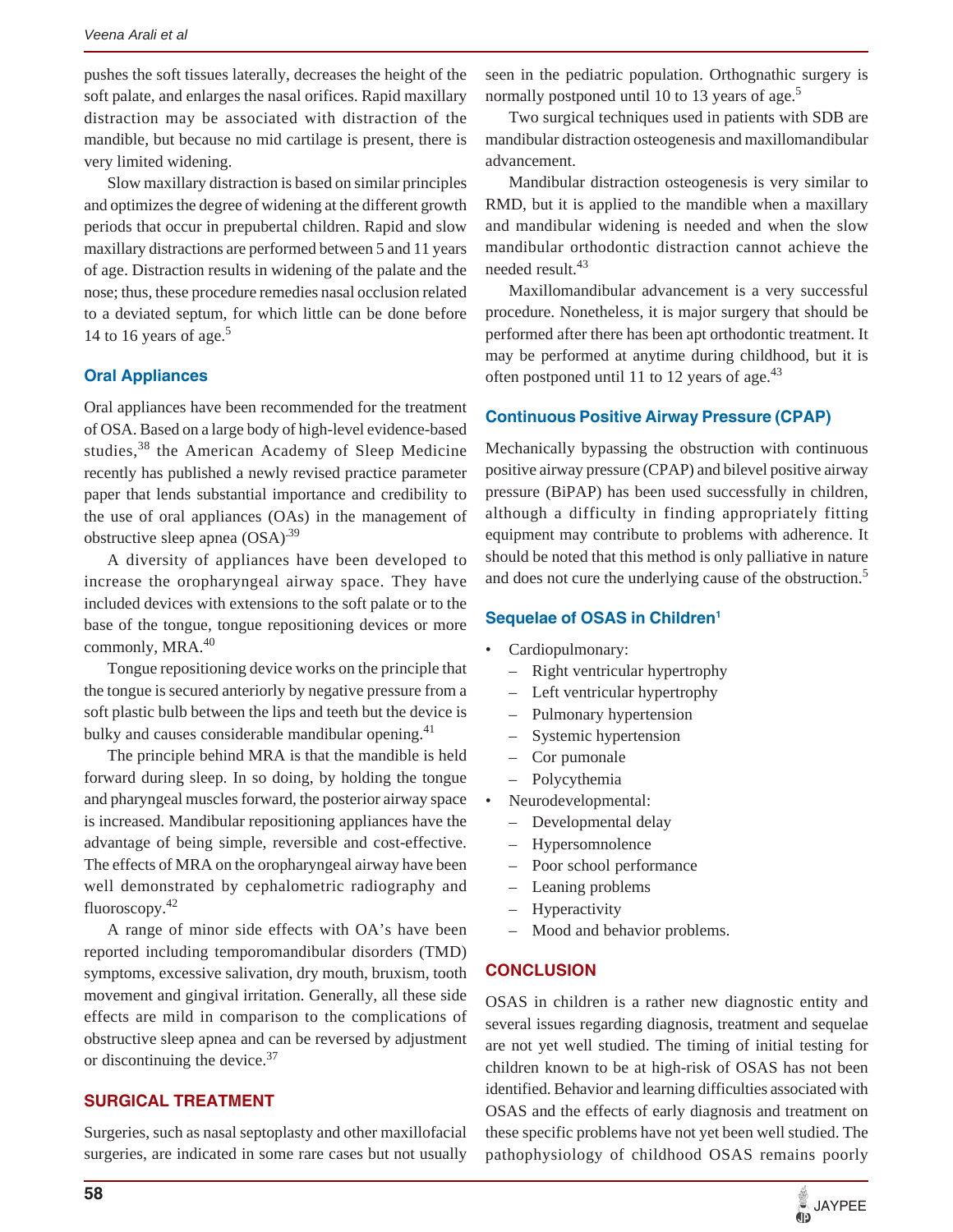pushes the soft tissues laterally, decreases the height of the soft palate, and enlarges the nasal orifices. Rapid maxillary distraction may be associated with distraction of the mandible, but because no mid cartilage is present, there is very limited widening.

Slow maxillary distraction is based on similar principles and optimizes the degree of widening at the different growth periods that occur in prepubertal children. Rapid and slow maxillary distractions are performed between 5 and 11 years of age. Distraction results in widening of the palate and the nose; thus, these procedure remedies nasal occlusion related to a deviated septum, for which little can be done before 14 to 16 years of age.[5]

### Oral Appliances

Oral appliances have been recommended for the treatment of OSA. Based on a large body of high-level evidence-based studies,[38] the American Academy of Sleep Medicine recently has published a newly revised practice parameter paper that lends substantial importance and credibility to the use of oral appliances (OAs) in the management of obstructive sleep apnea (OSA).[39]

A diversity of appliances have been developed to increase the oropharyngeal airway space. They have included devices with extensions to the soft palate or to the base of the tongue, tongue repositioning devices or more commonly, MRA.[40]

Tongue repositioning device works on the principle that the tongue is secured anteriorly by negative pressure from a soft plastic bulb between the lips and teeth but the device is bulky and causes considerable mandibular opening.[41]

The principle behind MRA is that the mandible is held forward during sleep. In so doing, by holding the tongue and pharyngeal muscles forward, the posterior airway space is increased. Mandibular repositioning appliances have the advantage of being simple, reversible and cost-effective. The effects of MRA on the oropharyngeal airway have been well demonstrated by cephalometric radiography and fluoroscopy.[42]

A range of minor side effects with OA's have been reported including temporomandibular disorders (TMD) symptoms, excessive salivation, dry mouth, bruxism, tooth movement and gingival irritation. Generally, all these side effects are mild in comparison to the complications of obstructive sleep apnea and can be reversed by adjustment or discontinuing the device.[37]

## SURGICAL TREATMENT

Surgeries, such as nasal septoplasty and other maxillofacial surgeries, are indicated in some rare cases but not usually seen in the pediatric population. Orthognathic surgery is normally postponed until 10 to 13 years of age.[5]

Two surgical techniques used in patients with SDB are mandibular distraction osteogenesis and maxillomandibular advancement.

Mandibular distraction osteogenesis is very similar to RMD, but it is applied to the mandible when a maxillary and mandibular widening is needed and when the slow mandibular orthodontic distraction cannot achieve the needed result.[43]

Maxillomandibular advancement is a very successful procedure. Nonetheless, it is major surgery that should be performed after there has been apt orthodontic treatment. It may be performed at anytime during childhood, but it is often postponed until 11 to 12 years of age.[43]

### Continuous Positive Airway Pressure (CPAP)

Mechanically bypassing the obstruction with continuous positive airway pressure (CPAP) and bilevel positive airway pressure (BiPAP) has been used successfully in children, although a difficulty in finding appropriately fitting equipment may contribute to problems with adherence. It should be noted that this method is only palliative in nature and does not cure the underlying cause of the obstruction.[5]

### Sequelae of OSAS in Children[1]

- Cardiopulmonary:
  - Right ventricular hypertrophy
  - Left ventricular hypertrophy
  - Pulmonary hypertension
  - Systemic hypertension
  - Cor pumonale
  - Polycythemia
- Neurodevelopmental:
  - Developmental delay
  - Hypersomnolence
  - Poor school performance
  - Leaning problems
  - Hyperactivity
  - Mood and behavior problems.

## CONCLUSION

OSAS in children is a rather new diagnostic entity and several issues regarding diagnosis, treatment and sequelae are not yet well studied. The timing of initial testing for children known to be at high-risk of OSAS has not been identified. Behavior and learning difficulties associated with OSAS and the effects of early diagnosis and treatment on these specific problems have not yet been well studied. The pathophysiology of childhood OSAS remains poorly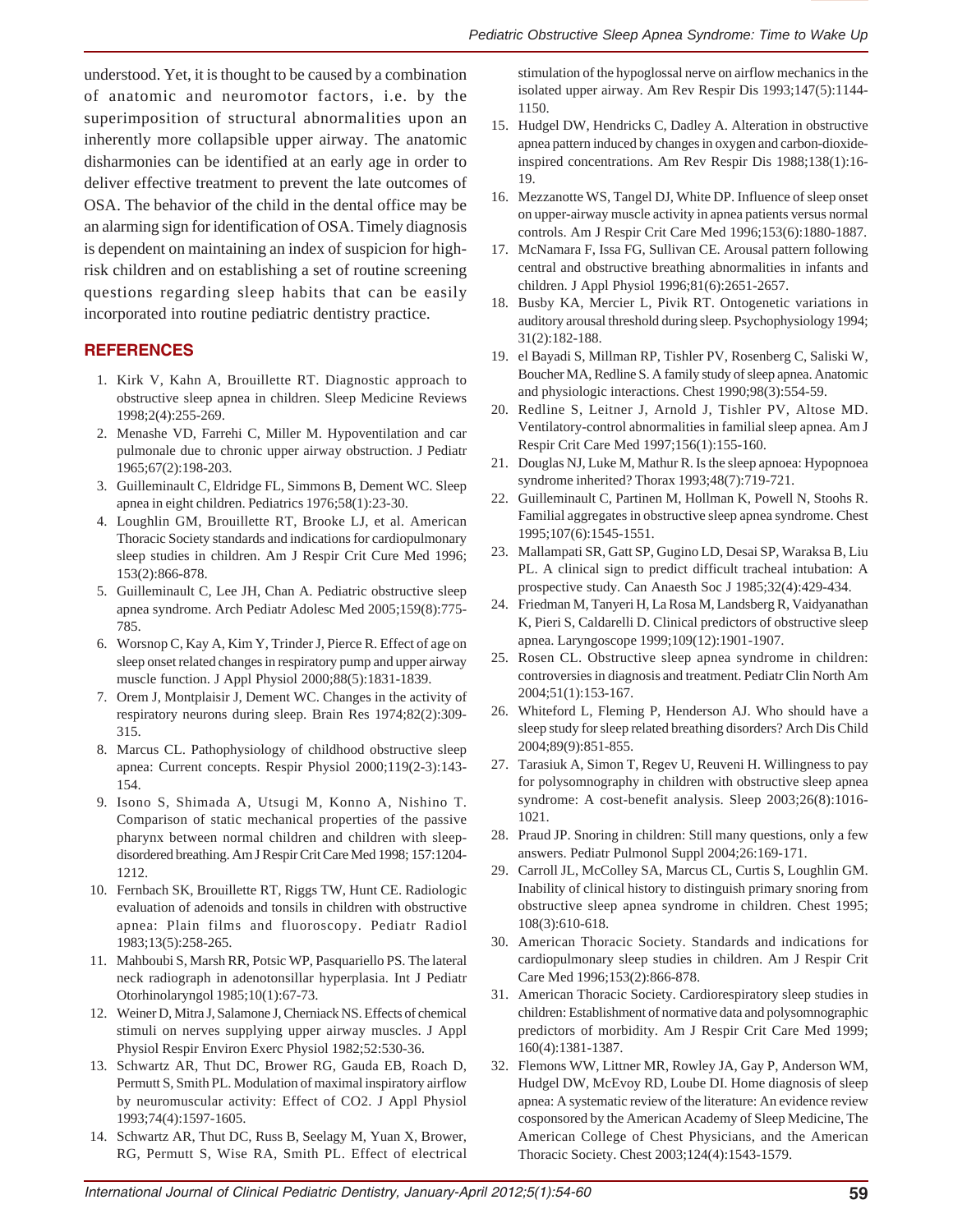understood. Yet, it is thought to be caused by a combination of anatomic and neuromotor factors, i.e. by the superimposition of structural abnormalities upon an inherently more collapsible upper airway. The anatomic disharmonies can be identified at an early age in order to deliver effective treatment to prevent the late outcomes of OSA. The behavior of the child in the dental office may be an alarming sign for identification of OSA. Timely diagnosis is dependent on maintaining an index of suspicion for high-risk children and on establishing a set of routine screening questions regarding sleep habits that can be easily incorporated into routine pediatric dentistry practice.

## REFERENCES

1. Kirk V, Kahn A, Brouillette RT. Diagnostic approach to obstructive sleep apnea in children. Sleep Medicine Reviews 1998;2(4):255-269.
2. Menashe VD, Farrehi C, Miller M. Hypoventilation and car pulmonale due to chronic upper airway obstruction. J Pediatr 1965;67(2):198-203.
3. Guilleminault C, Eldridge FL, Simmons B, Dement WC. Sleep apnea in eight children. Pediatrics 1976;58(1):23-30.
4. Loughlin GM, Brouillette RT, Brooke LJ, et al. American Thoracic Society standards and indications for cardiopulmonary sleep studies in children. Am J Respir Crit Cure Med 1996; 153(2):866-878.
5. Guilleminault C, Lee JH, Chan A. Pediatric obstructive sleep apnea syndrome. Arch Pediatr Adolesc Med 2005;159(8):775-785.
6. Worsnop C, Kay A, Kim Y, Trinder J, Pierce R. Effect of age on sleep onset related changes in respiratory pump and upper airway muscle function. J Appl Physiol 2000;88(5):1831-1839.
7. Orem J, Montplaisir J, Dement WC. Changes in the activity of respiratory neurons during sleep. Brain Res 1974;82(2):309-315.
8. Marcus CL. Pathophysiology of childhood obstructive sleep apnea: Current concepts. Respir Physiol 2000;119(2-3):143-154.
9. Isono S, Shimada A, Utsugi M, Konno A, Nishino T. Comparison of static mechanical properties of the passive pharynx between normal children and children with sleep-disordered breathing. Am J Respir Crit Care Med 1998; 157:1204-1212.
10. Fernbach SK, Brouillette RT, Riggs TW, Hunt CE. Radiologic evaluation of adenoids and tonsils in children with obstructive apnea: Plain films and fluoroscopy. Pediatr Radiol 1983;13(5):258-265.
11. Mahboubi S, Marsh RR, Potsic WP, Pasquariello PS. The lateral neck radiograph in adenotonsillar hyperplasia. Int J Pediatr Otorhinolaryngol 1985;10(1):67-73.
12. Weiner D, Mitra J, Salamone J, Cherniack NS. Effects of chemical stimuli on nerves supplying upper airway muscles. J Appl Physiol Respir Environ Exerc Physiol 1982;52:530-36.
13. Schwartz AR, Thut DC, Brower RG, Gauda EB, Roach D, Permutt S, Smith PL. Modulation of maximal inspiratory airflow by neuromuscular activity: Effect of CO2. J Appl Physiol 1993;74(4):1597-1605.
14. Schwartz AR, Thut DC, Russ B, Seelagy M, Yuan X, Brower, RG, Permutt S, Wise RA, Smith PL. Effect of electrical stimulation of the hypoglossal nerve on airflow mechanics in the isolated upper airway. Am Rev Respir Dis 1993;147(5):1144-1150.
15. Hudgel DW, Hendricks C, Dadley A. Alteration in obstructive apnea pattern induced by changes in oxygen and carbon-dioxide-inspired concentrations. Am Rev Respir Dis 1988;138(1):16-19.
16. Mezzanotte WS, Tangel DJ, White DP. Influence of sleep onset on upper-airway muscle activity in apnea patients versus normal controls. Am J Respir Crit Care Med 1996;153(6):1880-1887.
17. McNamara F, Issa FG, Sullivan CE. Arousal pattern following central and obstructive breathing abnormalities in infants and children. J Appl Physiol 1996;81(6):2651-2657.
18. Busby KA, Mercier L, Pivik RT. Ontogenetic variations in auditory arousal threshold during sleep. Psychophysiology 1994; 31(2):182-188.
19. el Bayadi S, Millman RP, Tishler PV, Rosenberg C, Saliski W, Boucher MA, Redline S. A family study of sleep apnea. Anatomic and physiologic interactions. Chest 1990;98(3):554-59.
20. Redline S, Leitner J, Arnold J, Tishler PV, Altose MD. Ventilatory-control abnormalities in familial sleep apnea. Am J Respir Crit Care Med 1997;156(1):155-160.
21. Douglas NJ, Luke M, Mathur R. Is the sleep apnoea: Hypopnoea syndrome inherited? Thorax 1993;48(7):719-721.
22. Guilleminault C, Partinen M, Hollman K, Powell N, Stoohs R. Familial aggregates in obstructive sleep apnea syndrome. Chest 1995;107(6):1545-1551.
23. Mallampati SR, Gatt SP, Gugino LD, Desai SP, Waraksa B, Liu PL. A clinical sign to predict difficult tracheal intubation: A prospective study. Can Anaesth Soc J 1985;32(4):429-434.
24. Friedman M, Tanyeri H, La Rosa M, Landsberg R, Vaidyanathan K, Pieri S, Caldarelli D. Clinical predictors of obstructive sleep apnea. Laryngoscope 1999;109(12):1901-1907.
25. Rosen CL. Obstructive sleep apnea syndrome in children: controversies in diagnosis and treatment. Pediatr Clin North Am 2004;51(1):153-167.
26. Whiteford L, Fleming P, Henderson AJ. Who should have a sleep study for sleep related breathing disorders? Arch Dis Child 2004;89(9):851-855.
27. Tarasiuk A, Simon T, Regev U, Reuveni H. Willingness to pay for polysomnography in children with obstructive sleep apnea syndrome: A cost-benefit analysis. Sleep 2003;26(8):1016-1021.
28. Praud JP. Snoring in children: Still many questions, only a few answers. Pediatr Pulmonol Suppl 2004;26:169-171.
29. Carroll JL, McColley SA, Marcus CL, Curtis S, Loughlin GM. Inability of clinical history to distinguish primary snoring from obstructive sleep apnea syndrome in children. Chest 1995; 108(3):610-618.
30. American Thoracic Society. Standards and indications for cardiopulmonary sleep studies in children. Am J Respir Crit Care Med 1996;153(2):866-878.
31. American Thoracic Society. Cardiorespiratory sleep studies in children: Establishment of normative data and polysomnographic predictors of morbidity. Am J Respir Crit Care Med 1999; 160(4):1381-1387.
32. Flemons WW, Littner MR, Rowley JA, Gay P, Anderson WM, Hudgel DW, McEvoy RD, Loube DI. Home diagnosis of sleep apnea: A systematic review of the literature: An evidence review cosponsored by the American Academy of Sleep Medicine, The American College of Chest Physicians, and the American Thoracic Society. Chest 2003;124(4):1543-1579.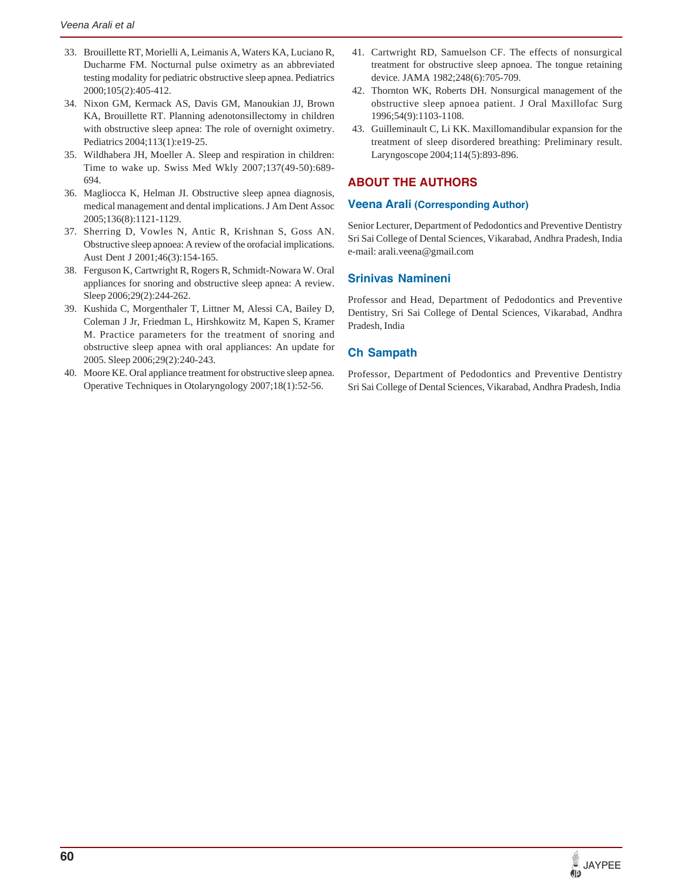33. Brouillette RT, Morielli A, Leimanis A, Waters KA, Luciano R, Ducharme FM. Nocturnal pulse oximetry as an abbreviated testing modality for pediatric obstructive sleep apnea. Pediatrics 2000;105(2):405-412.
34. Nixon GM, Kermack AS, Davis GM, Manoukian JJ, Brown KA, Brouillette RT. Planning adenotonsillectomy in children with obstructive sleep apnea: The role of overnight oximetry. Pediatrics 2004;113(1):e19-25.
35. Wildhabera JH, Moeller A. Sleep and respiration in children: Time to wake up. Swiss Med Wkly 2007;137(49-50):689-694.
36. Magliocca K, Helman JI. Obstructive sleep apnea diagnosis, medical management and dental implications. J Am Dent Assoc 2005;136(8):1121-1129.
37. Sherring D, Vowles N, Antic R, Krishnan S, Goss AN. Obstructive sleep apnoea: A review of the orofacial implications. Aust Dent J 2001;46(3):154-165.
38. Ferguson K, Cartwright R, Rogers R, Schmidt-Nowara W. Oral appliances for snoring and obstructive sleep apnea: A review. Sleep 2006;29(2):244-262.
39. Kushida C, Morgenthaler T, Littner M, Alessi CA, Bailey D, Coleman J Jr, Friedman L, Hirshkowitz M, Kapen S, Kramer M. Practice parameters for the treatment of snoring and obstructive sleep apnea with oral appliances: An update for 2005. Sleep 2006;29(2):240-243.
40. Moore KE. Oral appliance treatment for obstructive sleep apnea. Operative Techniques in Otolaryngology 2007;18(1):52-56.
41. Cartwright RD, Samuelson CF. The effects of nonsurgical treatment for obstructive sleep apnoea. The tongue retaining device. JAMA 1982;248(6):705-709.
42. Thornton WK, Roberts DH. Nonsurgical management of the obstructive sleep apnoea patient. J Oral Maxillofac Surg 1996;54(9):1103-1108.
43. Guilleminault C, Li KK. Maxillomandibular expansion for the treatment of sleep disordered breathing: Preliminary result. Laryngoscope 2004;114(5):893-896.

## ABOUT THE AUTHORS

### Veena Arali (Corresponding Author)

Senior Lecturer, Department of Pedodontics and Preventive Dentistry Sri Sai College of Dental Sciences, Vikarabad, Andhra Pradesh, India e-mail: arali.veena@gmail.com

### Srinivas Namineni

Professor and Head, Department of Pedodontics and Preventive Dentistry, Sri Sai College of Dental Sciences, Vikarabad, Andhra Pradesh, India

### Ch Sampath

Professor, Department of Pedodontics and Preventive Dentistry Sri Sai College of Dental Sciences, Vikarabad, Andhra Pradesh, India